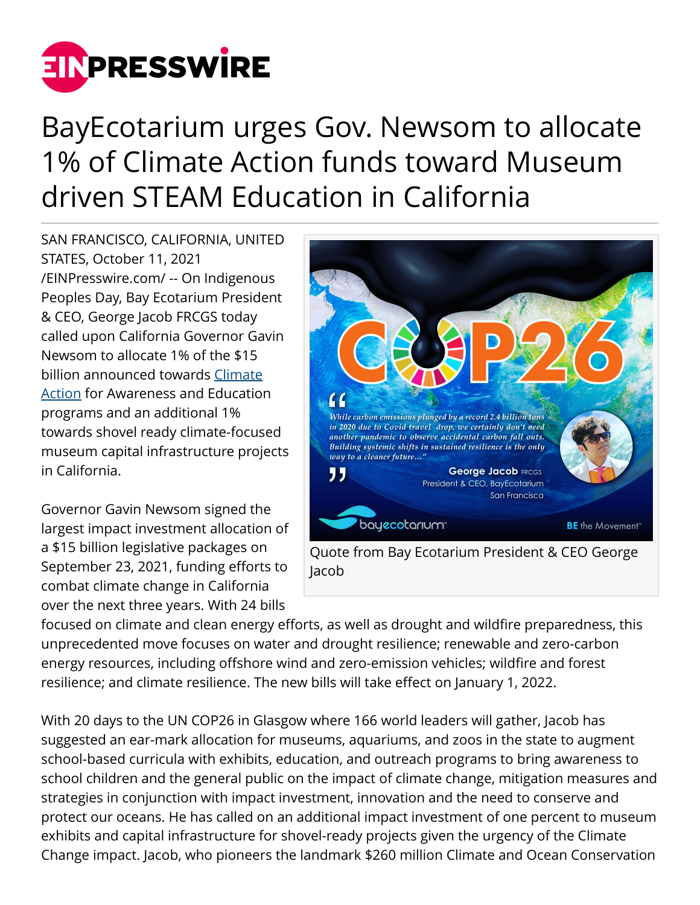# BayEcotarium urges Gov. Newsom to allocate 1% of Climate Action funds toward Museum driven STEAM Education in California

Quote from Bay Ecotarium President & CEO George Jacob

SAN FRANCISCO, CALIFORNIA, UNITED STATES, October 11, 2021 /EINPresswire.com/ -- On Indigenous Peoples Day, Bay Ecotarium President & CEO, George Jacob FRCGS today called upon California Governor Gavin Newsom to allocate 1% of the $15 billion announced towards Climate Action for Awareness and Education programs and an additional 1% towards shovel ready climate-focused museum capital infrastructure projects in California.

Governor Gavin Newsom signed the largest impact investment allocation of a $15 billion legislative packages on September 23, 2021, funding efforts to combat climate change in California over the next three years. With 24 bills focused on climate and clean energy efforts, as well as drought and wildfire preparedness, this unprecedented move focuses on water and drought resilience; renewable and zero-carbon energy resources, including offshore wind and zero-emission vehicles; wildfire and forest resilience; and climate resilience. The new bills will take effect on January 1, 2022.

With 20 days to the UN COP26 in Glasgow where 166 world leaders will gather, Jacob has suggested an ear-mark allocation for museums, aquariums, and zoos in the state to augment school-based curricula with exhibits, education, and outreach programs to bring awareness to school children and the general public on the impact of climate change, mitigation measures and strategies in conjunction with impact investment, innovation and the need to conserve and protect our oceans. He has called on an additional impact investment of one percent to museum exhibits and capital infrastructure for shovel-ready projects given the urgency of the Climate Change impact. Jacob, who pioneers the landmark $260 million Climate and Ocean Conservation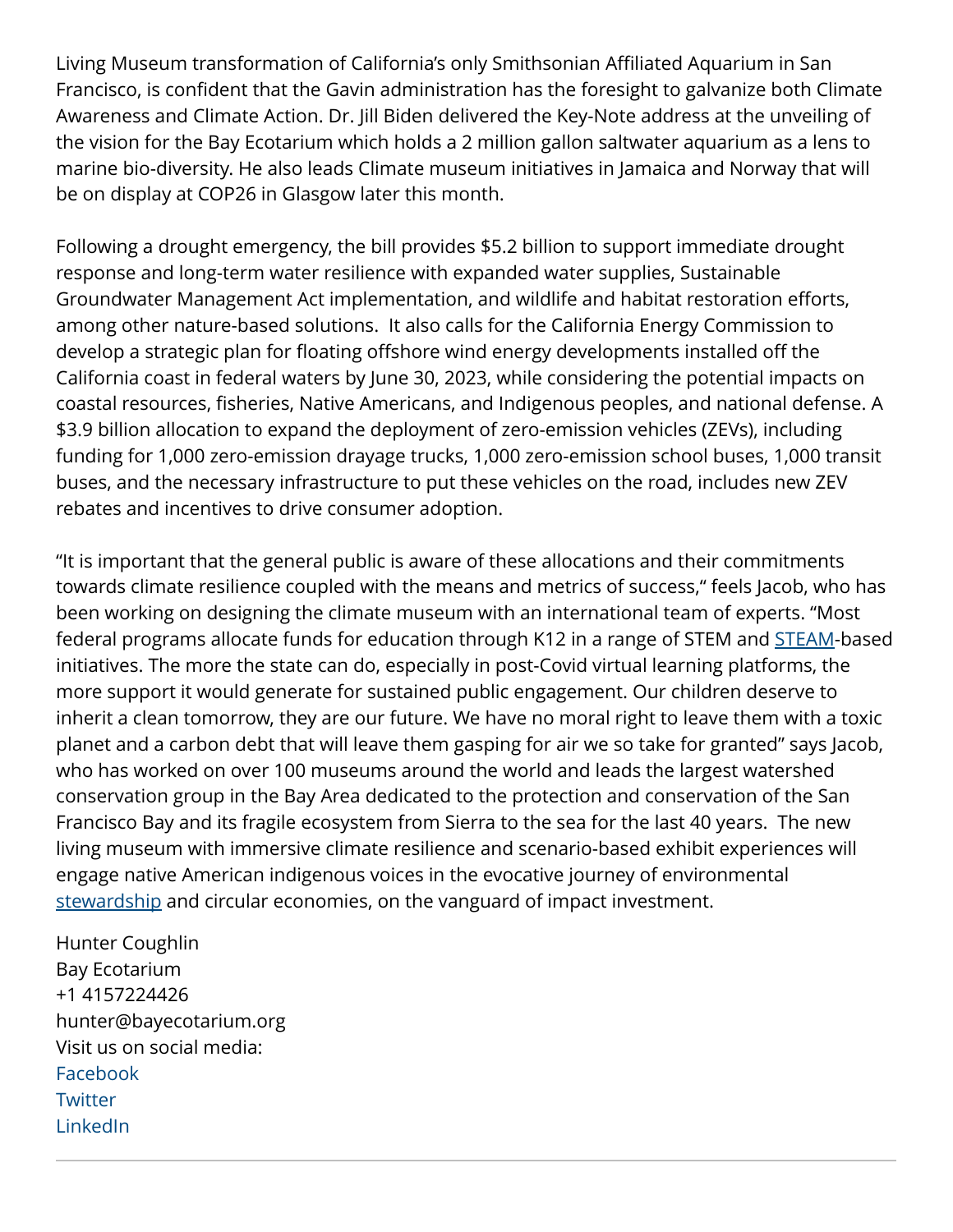Living Museum transformation of California's only Smithsonian Affiliated Aquarium in San Francisco, is confident that the Gavin administration has the foresight to galvanize both Climate Awareness and Climate Action. Dr. Jill Biden delivered the Key-Note address at the unveiling of the vision for the Bay Ecotarium which holds a 2 million gallon saltwater aquarium as a lens to marine bio-diversity. He also leads Climate museum initiatives in Jamaica and Norway that will be on display at COP26 in Glasgow later this month.

Following a drought emergency, the bill provides $5.2 billion to support immediate drought response and long-term water resilience with expanded water supplies, Sustainable Groundwater Management Act implementation, and wildlife and habitat restoration efforts, among other nature-based solutions. It also calls for the California Energy Commission to develop a strategic plan for floating offshore wind energy developments installed off the California coast in federal waters by June 30, 2023, while considering the potential impacts on coastal resources, fisheries, Native Americans, and Indigenous peoples, and national defense. A $3.9 billion allocation to expand the deployment of zero-emission vehicles (ZEVs), including funding for 1,000 zero-emission drayage trucks, 1,000 zero-emission school buses, 1,000 transit buses, and the necessary infrastructure to put these vehicles on the road, includes new ZEV rebates and incentives to drive consumer adoption.

"It is important that the general public is aware of these allocations and their commitments towards climate resilience coupled with the means and metrics of success," feels Jacob, who has been working on designing the climate museum with an international team of experts. "Most federal programs allocate funds for education through K12 in a range of STEM and STEAM-based initiatives. The more the state can do, especially in post-Covid virtual learning platforms, the more support it would generate for sustained public engagement. Our children deserve to inherit a clean tomorrow, they are our future. We have no moral right to leave them with a toxic planet and a carbon debt that will leave them gasping for air we so take for granted" says Jacob, who has worked on over 100 museums around the world and leads the largest watershed conservation group in the Bay Area dedicated to the protection and conservation of the San Francisco Bay and its fragile ecosystem from Sierra to the sea for the last 40 years. The new living museum with immersive climate resilience and scenario-based exhibit experiences will engage native American indigenous voices in the evocative journey of environmental stewardship and circular economies, on the vanguard of impact investment.

Hunter Coughlin
Bay Ecotarium
+1 4157224426
hunter@bayecotarium.org
Visit us on social media:
Facebook
Twitter
LinkedIn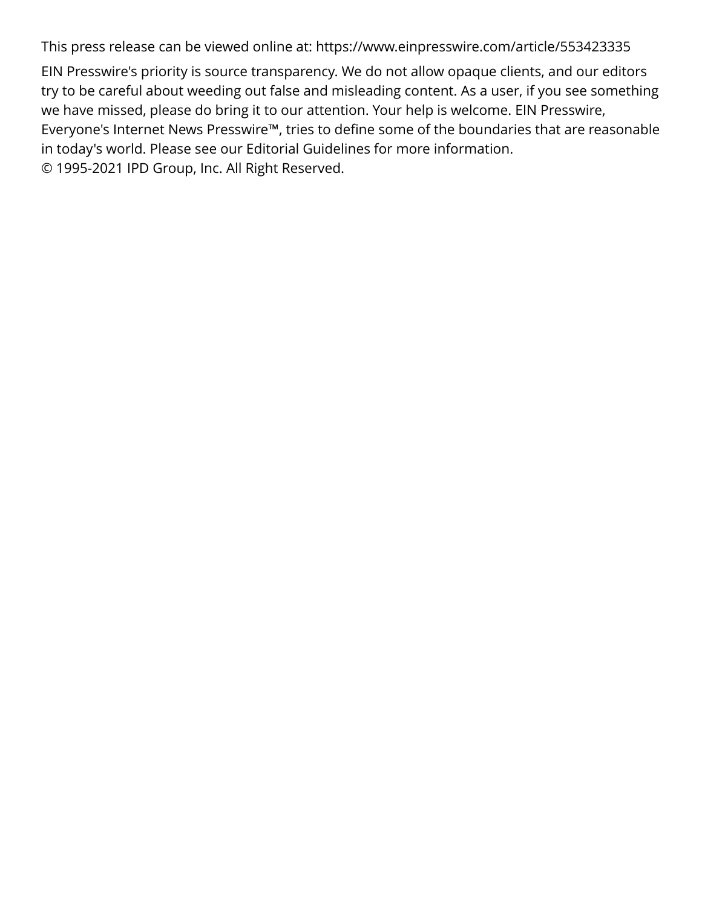This press release can be viewed online at: https://www.einpresswire.com/article/553423335

EIN Presswire's priority is source transparency. We do not allow opaque clients, and our editors try to be careful about weeding out false and misleading content. As a user, if you see something we have missed, please do bring it to our attention. Your help is welcome. EIN Presswire, Everyone's Internet News Presswire™, tries to define some of the boundaries that are reasonable in today's world. Please see our Editorial Guidelines for more information.
© 1995-2021 IPD Group, Inc. All Right Reserved.